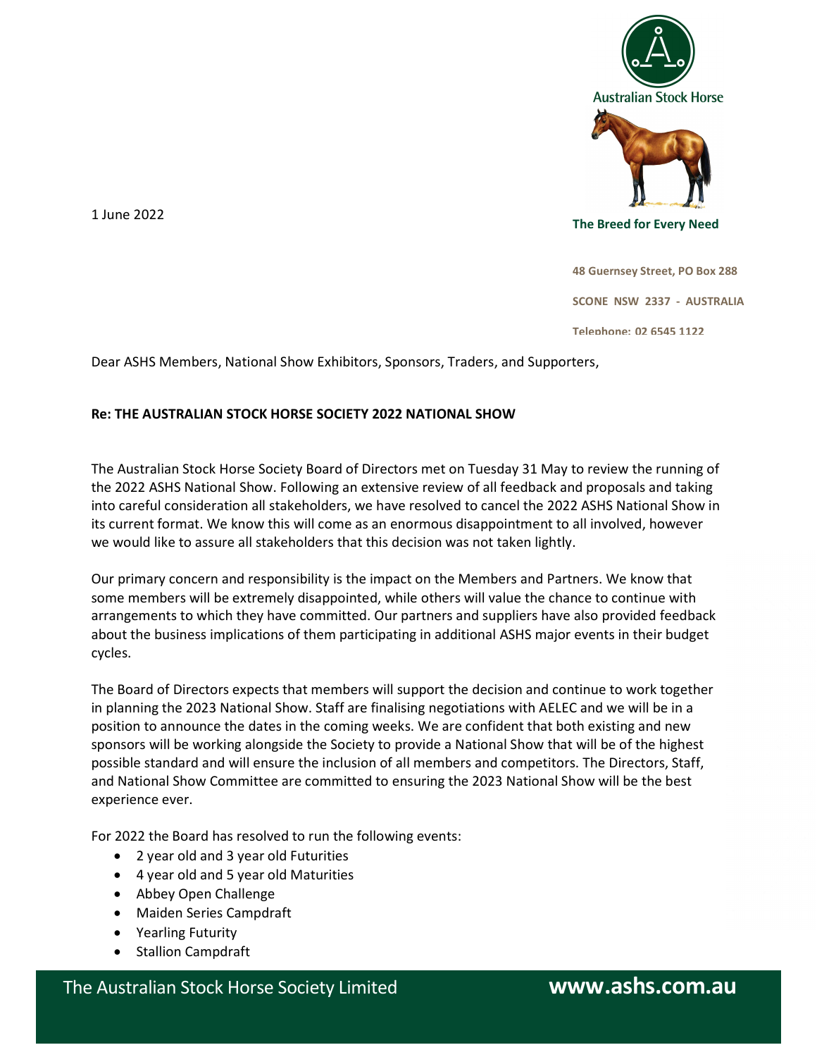Australian Stock Horse

The Breed for Every Need

48 Guernsey Street, PO Box 288

SCONE NSW 2337 - AUSTRALIA

Telephone: 02 6545 1122

1 June 2022

Dear ASHS Members, National Show Exhibitors, Sponsors, Traders, and Supporters,

**Re: THE AUSTRALIAN STOCK HORSE SOCIETY 2022 NATIONAL SHOW**

The Australian Stock Horse Society Board of Directors met on Tuesday 31 May to review the running of the 2022 ASHS National Show. Following an extensive review of all feedback and proposals and taking into careful consideration all stakeholders, we have resolved to cancel the 2022 ASHS National Show in its current format. We know this will come as an enormous disappointment to all involved, however we would like to assure all stakeholders that this decision was not taken lightly.

Our primary concern and responsibility is the impact on the Members and Partners. We know that some members will be extremely disappointed, while others will value the chance to continue with arrangements to which they have committed. Our partners and suppliers have also provided feedback about the business implications of them participating in additional ASHS major events in their budget cycles.

The Board of Directors expects that members will support the decision and continue to work together in planning the 2023 National Show. Staff are finalising negotiations with AELEC and we will be in a position to announce the dates in the coming weeks. We are confident that both existing and new sponsors will be working alongside the Society to provide a National Show that will be of the highest possible standard and will ensure the inclusion of all members and competitors. The Directors, Staff, and National Show Committee are committed to ensuring the 2023 National Show will be the best experience ever.

For 2022 the Board has resolved to run the following events:

- 2 year old and 3 year old Futurities
- 4 year old and 5 year old Maturities
- Abbey Open Challenge
- Maiden Series Campdraft
- Yearling Futurity
- Stallion Campdraft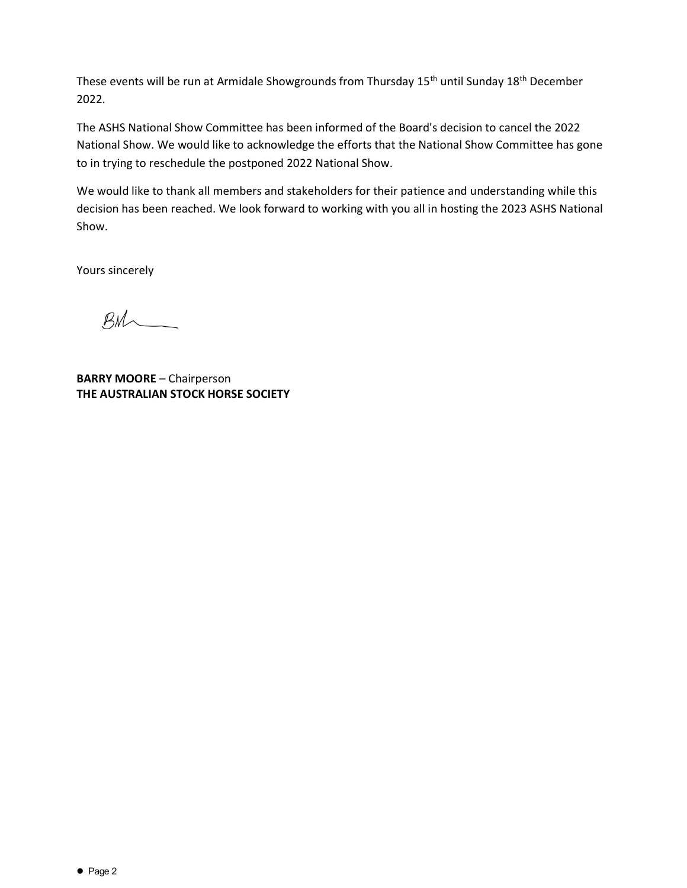These events will be run at Armidale Showgrounds from Thursday 15th until Sunday 18th December 2022.

The ASHS National Show Committee has been informed of the Board's decision to cancel the 2022 National Show. We would like to acknowledge the efforts that the National Show Committee has gone to in trying to reschedule the postponed 2022 National Show.

We would like to thank all members and stakeholders for their patience and understanding while this decision has been reached. We look forward to working with you all in hosting the 2023 ASHS National Show.

Yours sincerely

**BARRY MOORE** – Chairperson
**THE AUSTRALIAN STOCK HORSE SOCIETY**